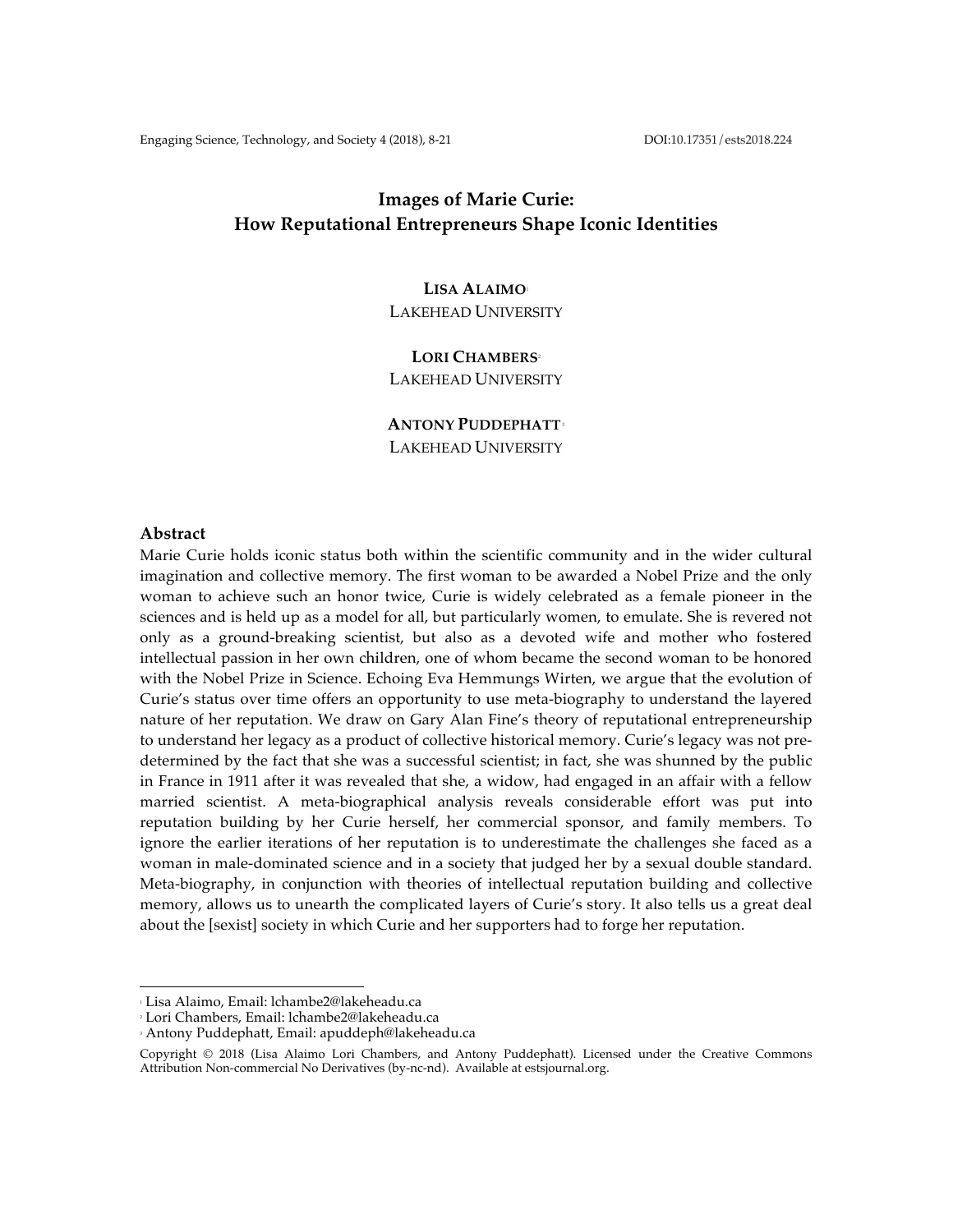# Images of Marie Curie: How Reputational Entrepreneurs Shape Iconic Identities

**LISA ALAIMO**[1]
LAKEHEAD UNIVERSITY

**LORI CHAMBERS**[2]
LAKEHEAD UNIVERSITY

**ANTONY PUDDEPHATT**[3]
LAKEHEAD UNIVERSITY

## Abstract

Marie Curie holds iconic status both within the scientific community and in the wider cultural imagination and collective memory. The first woman to be awarded a Nobel Prize and the only woman to achieve such an honor twice, Curie is widely celebrated as a female pioneer in the sciences and is held up as a model for all, but particularly women, to emulate. She is revered not only as a ground-breaking scientist, but also as a devoted wife and mother who fostered intellectual passion in her own children, one of whom became the second woman to be honored with the Nobel Prize in Science. Echoing Eva Hemmungs Wirten, we argue that the evolution of Curie's status over time offers an opportunity to use meta-biography to understand the layered nature of her reputation. We draw on Gary Alan Fine's theory of reputational entrepreneurship to understand her legacy as a product of collective historical memory. Curie's legacy was not pre-determined by the fact that she was a successful scientist; in fact, she was shunned by the public in France in 1911 after it was revealed that she, a widow, had engaged in an affair with a fellow married scientist. A meta-biographical analysis reveals considerable effort was put into reputation building by her Curie herself, her commercial sponsor, and family members. To ignore the earlier iterations of her reputation is to underestimate the challenges she faced as a woman in male-dominated science and in a society that judged her by a sexual double standard. Meta-biography, in conjunction with theories of intellectual reputation building and collective memory, allows us to unearth the complicated layers of Curie's story. It also tells us a great deal about the [sexist] society in which Curie and her supporters had to forge her reputation.

---

[1] Lisa Alaimo, Email: lchambe2@lakeheadu.ca
[2] Lori Chambers, Email: lchambe2@lakeheadu.ca
[3] Antony Puddephatt, Email: apuddeph@lakeheadu.ca

Copyright © 2018 (Lisa Alaimo Lori Chambers, and Antony Puddephatt). Licensed under the Creative Commons Attribution Non-commercial No Derivatives (by-nc-nd). Available at estsjournal.org.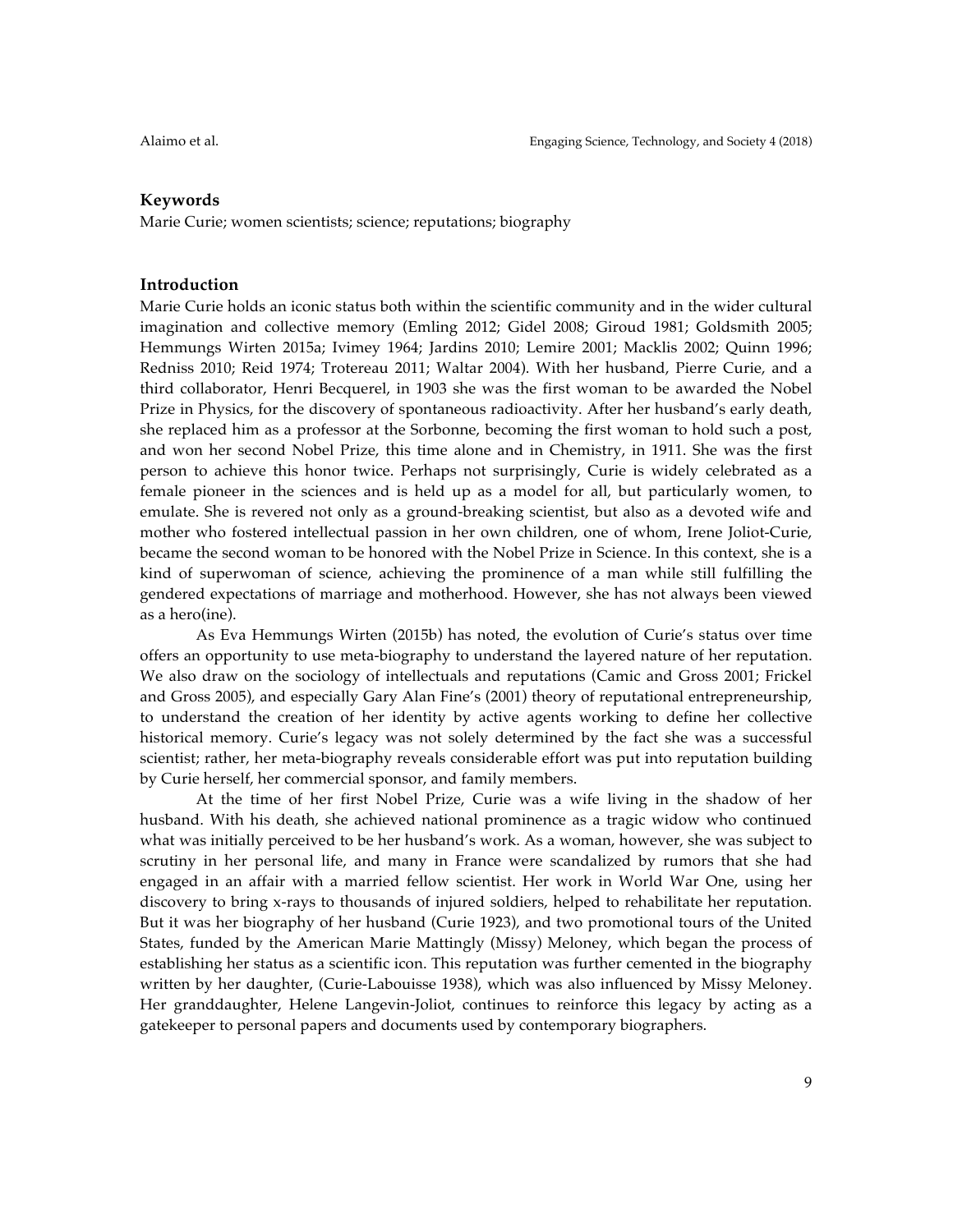### Keywords

Marie Curie; women scientists; science; reputations; biography

### Introduction

Marie Curie holds an iconic status both within the scientific community and in the wider cultural imagination and collective memory (Emling 2012; Gidel 2008; Giroud 1981; Goldsmith 2005; Hemmungs Wirten 2015a; Ivimey 1964; Jardins 2010; Lemire 2001; Macklis 2002; Quinn 1996; Redniss 2010; Reid 1974; Trotereau 2011; Waltar 2004). With her husband, Pierre Curie, and a third collaborator, Henri Becquerel, in 1903 she was the first woman to be awarded the Nobel Prize in Physics, for the discovery of spontaneous radioactivity. After her husband's early death, she replaced him as a professor at the Sorbonne, becoming the first woman to hold such a post, and won her second Nobel Prize, this time alone and in Chemistry, in 1911. She was the first person to achieve this honor twice. Perhaps not surprisingly, Curie is widely celebrated as a female pioneer in the sciences and is held up as a model for all, but particularly women, to emulate. She is revered not only as a ground-breaking scientist, but also as a devoted wife and mother who fostered intellectual passion in her own children, one of whom, Irene Joliot-Curie, became the second woman to be honored with the Nobel Prize in Science. In this context, she is a kind of superwoman of science, achieving the prominence of a man while still fulfilling the gendered expectations of marriage and motherhood. However, she has not always been viewed as a hero(ine).

As Eva Hemmungs Wirten (2015b) has noted, the evolution of Curie's status over time offers an opportunity to use meta-biography to understand the layered nature of her reputation. We also draw on the sociology of intellectuals and reputations (Camic and Gross 2001; Frickel and Gross 2005), and especially Gary Alan Fine's (2001) theory of reputational entrepreneurship, to understand the creation of her identity by active agents working to define her collective historical memory. Curie's legacy was not solely determined by the fact she was a successful scientist; rather, her meta-biography reveals considerable effort was put into reputation building by Curie herself, her commercial sponsor, and family members.

At the time of her first Nobel Prize, Curie was a wife living in the shadow of her husband. With his death, she achieved national prominence as a tragic widow who continued what was initially perceived to be her husband's work. As a woman, however, she was subject to scrutiny in her personal life, and many in France were scandalized by rumors that she had engaged in an affair with a married fellow scientist. Her work in World War One, using her discovery to bring x-rays to thousands of injured soldiers, helped to rehabilitate her reputation. But it was her biography of her husband (Curie 1923), and two promotional tours of the United States, funded by the American Marie Mattingly (Missy) Meloney, which began the process of establishing her status as a scientific icon. This reputation was further cemented in the biography written by her daughter, (Curie-Labouisse 1938), which was also influenced by Missy Meloney. Her granddaughter, Helene Langevin-Joliot, continues to reinforce this legacy by acting as a gatekeeper to personal papers and documents used by contemporary biographers.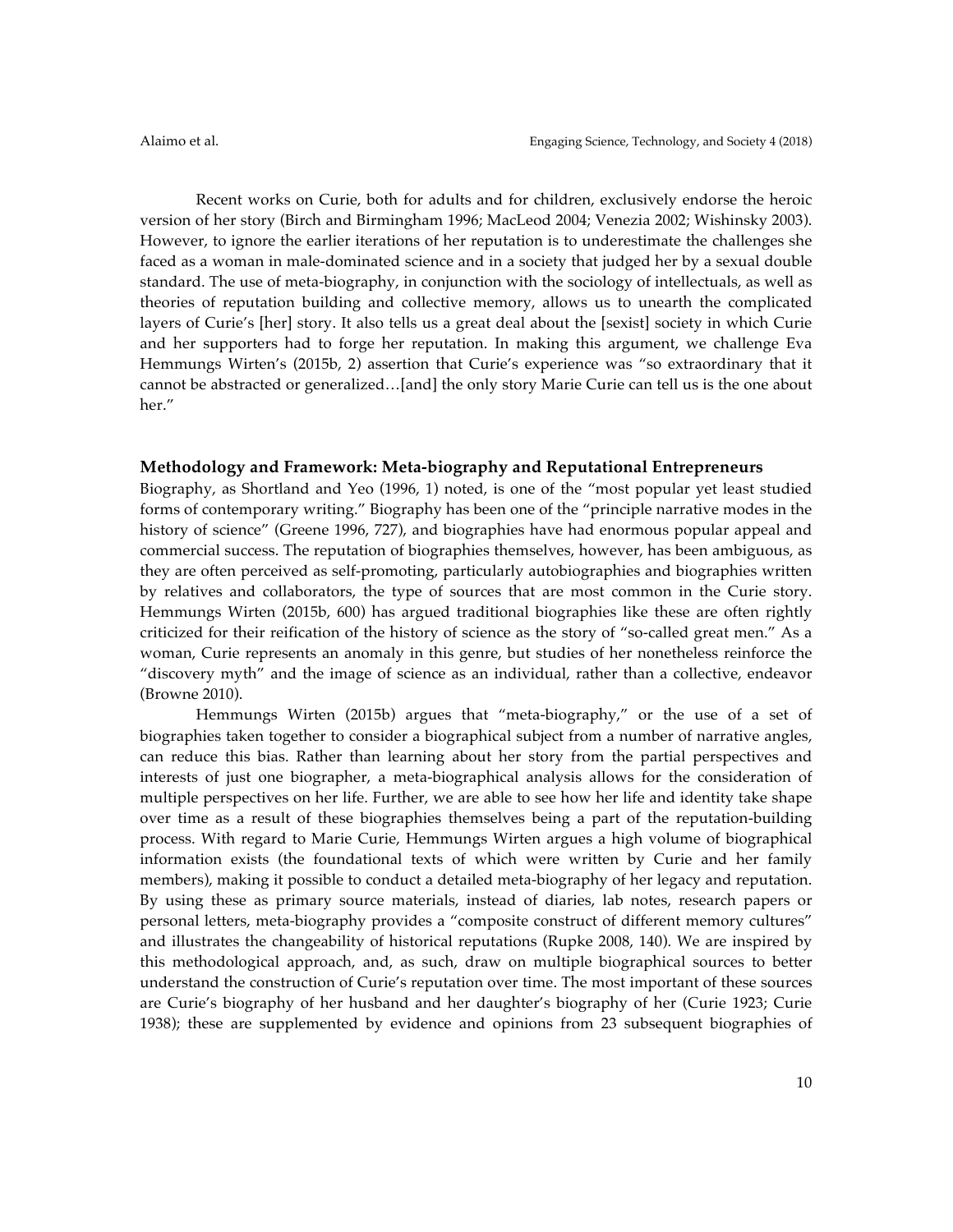Recent works on Curie, both for adults and for children, exclusively endorse the heroic version of her story (Birch and Birmingham 1996; MacLeod 2004; Venezia 2002; Wishinsky 2003). However, to ignore the earlier iterations of her reputation is to underestimate the challenges she faced as a woman in male-dominated science and in a society that judged her by a sexual double standard. The use of meta-biography, in conjunction with the sociology of intellectuals, as well as theories of reputation building and collective memory, allows us to unearth the complicated layers of Curie's [her] story. It also tells us a great deal about the [sexist] society in which Curie and her supporters had to forge her reputation. In making this argument, we challenge Eva Hemmungs Wirten's (2015b, 2) assertion that Curie's experience was "so extraordinary that it cannot be abstracted or generalized…[and] the only story Marie Curie can tell us is the one about her."

## Methodology and Framework: Meta-biography and Reputational Entrepreneurs

Biography, as Shortland and Yeo (1996, 1) noted, is one of the "most popular yet least studied forms of contemporary writing." Biography has been one of the "principle narrative modes in the history of science" (Greene 1996, 727), and biographies have had enormous popular appeal and commercial success. The reputation of biographies themselves, however, has been ambiguous, as they are often perceived as self-promoting, particularly autobiographies and biographies written by relatives and collaborators, the type of sources that are most common in the Curie story. Hemmungs Wirten (2015b, 600) has argued traditional biographies like these are often rightly criticized for their reification of the history of science as the story of "so-called great men." As a woman, Curie represents an anomaly in this genre, but studies of her nonetheless reinforce the "discovery myth" and the image of science as an individual, rather than a collective, endeavor (Browne 2010).

Hemmungs Wirten (2015b) argues that "meta-biography," or the use of a set of biographies taken together to consider a biographical subject from a number of narrative angles, can reduce this bias. Rather than learning about her story from the partial perspectives and interests of just one biographer, a meta-biographical analysis allows for the consideration of multiple perspectives on her life. Further, we are able to see how her life and identity take shape over time as a result of these biographies themselves being a part of the reputation-building process. With regard to Marie Curie, Hemmungs Wirten argues a high volume of biographical information exists (the foundational texts of which were written by Curie and her family members), making it possible to conduct a detailed meta-biography of her legacy and reputation. By using these as primary source materials, instead of diaries, lab notes, research papers or personal letters, meta-biography provides a "composite construct of different memory cultures" and illustrates the changeability of historical reputations (Rupke 2008, 140). We are inspired by this methodological approach, and, as such, draw on multiple biographical sources to better understand the construction of Curie's reputation over time. The most important of these sources are Curie's biography of her husband and her daughter's biography of her (Curie 1923; Curie 1938); these are supplemented by evidence and opinions from 23 subsequent biographies of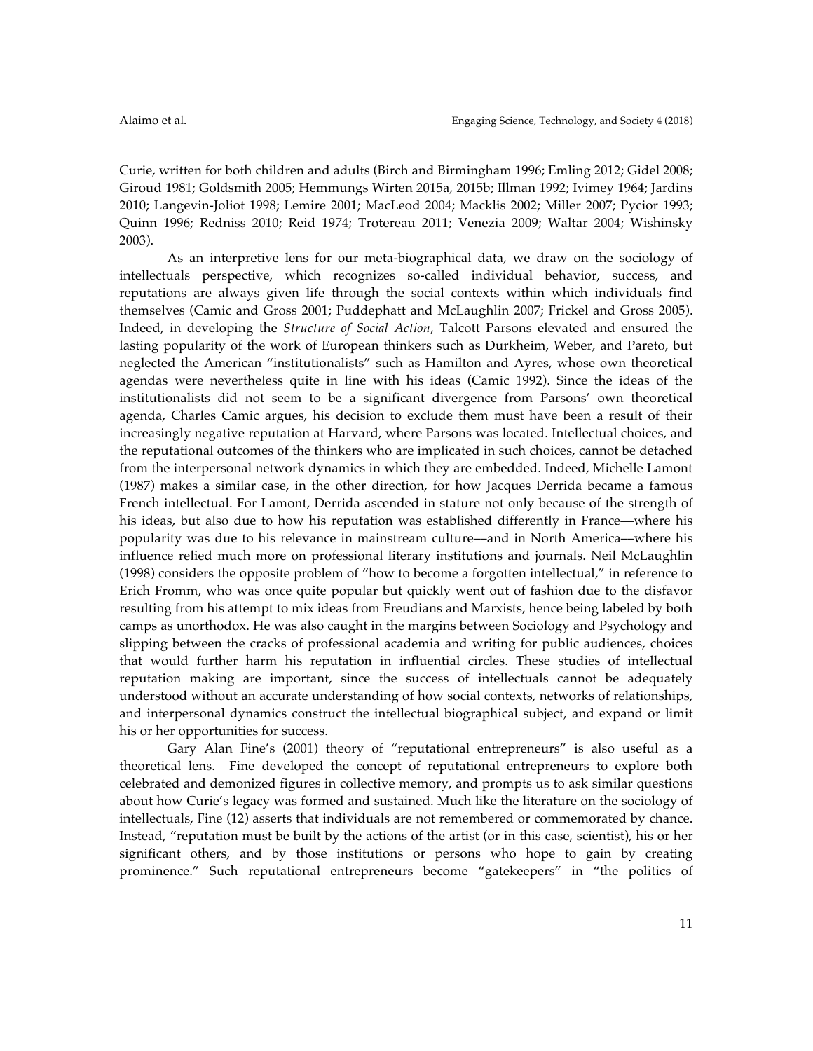Curie, written for both children and adults (Birch and Birmingham 1996; Emling 2012; Gidel 2008; Giroud 1981; Goldsmith 2005; Hemmungs Wirten 2015a, 2015b; Illman 1992; Ivimey 1964; Jardins 2010; Langevin-Joliot 1998; Lemire 2001; MacLeod 2004; Macklis 2002; Miller 2007; Pycior 1993; Quinn 1996; Redniss 2010; Reid 1974; Trotereau 2011; Venezia 2009; Waltar 2004; Wishinsky 2003).

As an interpretive lens for our meta-biographical data, we draw on the sociology of intellectuals perspective, which recognizes so-called individual behavior, success, and reputations are always given life through the social contexts within which individuals find themselves (Camic and Gross 2001; Puddephatt and McLaughlin 2007; Frickel and Gross 2005). Indeed, in developing the *Structure of Social Action*, Talcott Parsons elevated and ensured the lasting popularity of the work of European thinkers such as Durkheim, Weber, and Pareto, but neglected the American "institutionalists" such as Hamilton and Ayres, whose own theoretical agendas were nevertheless quite in line with his ideas (Camic 1992). Since the ideas of the institutionalists did not seem to be a significant divergence from Parsons' own theoretical agenda, Charles Camic argues, his decision to exclude them must have been a result of their increasingly negative reputation at Harvard, where Parsons was located. Intellectual choices, and the reputational outcomes of the thinkers who are implicated in such choices, cannot be detached from the interpersonal network dynamics in which they are embedded. Indeed, Michelle Lamont (1987) makes a similar case, in the other direction, for how Jacques Derrida became a famous French intellectual. For Lamont, Derrida ascended in stature not only because of the strength of his ideas, but also due to how his reputation was established differently in France—where his popularity was due to his relevance in mainstream culture—and in North America—where his influence relied much more on professional literary institutions and journals. Neil McLaughlin (1998) considers the opposite problem of "how to become a forgotten intellectual," in reference to Erich Fromm, who was once quite popular but quickly went out of fashion due to the disfavor resulting from his attempt to mix ideas from Freudians and Marxists, hence being labeled by both camps as unorthodox. He was also caught in the margins between Sociology and Psychology and slipping between the cracks of professional academia and writing for public audiences, choices that would further harm his reputation in influential circles. These studies of intellectual reputation making are important, since the success of intellectuals cannot be adequately understood without an accurate understanding of how social contexts, networks of relationships, and interpersonal dynamics construct the intellectual biographical subject, and expand or limit his or her opportunities for success.

Gary Alan Fine's (2001) theory of "reputational entrepreneurs" is also useful as a theoretical lens. Fine developed the concept of reputational entrepreneurs to explore both celebrated and demonized figures in collective memory, and prompts us to ask similar questions about how Curie's legacy was formed and sustained. Much like the literature on the sociology of intellectuals, Fine (12) asserts that individuals are not remembered or commemorated by chance. Instead, "reputation must be built by the actions of the artist (or in this case, scientist), his or her significant others, and by those institutions or persons who hope to gain by creating prominence." Such reputational entrepreneurs become "gatekeepers" in "the politics of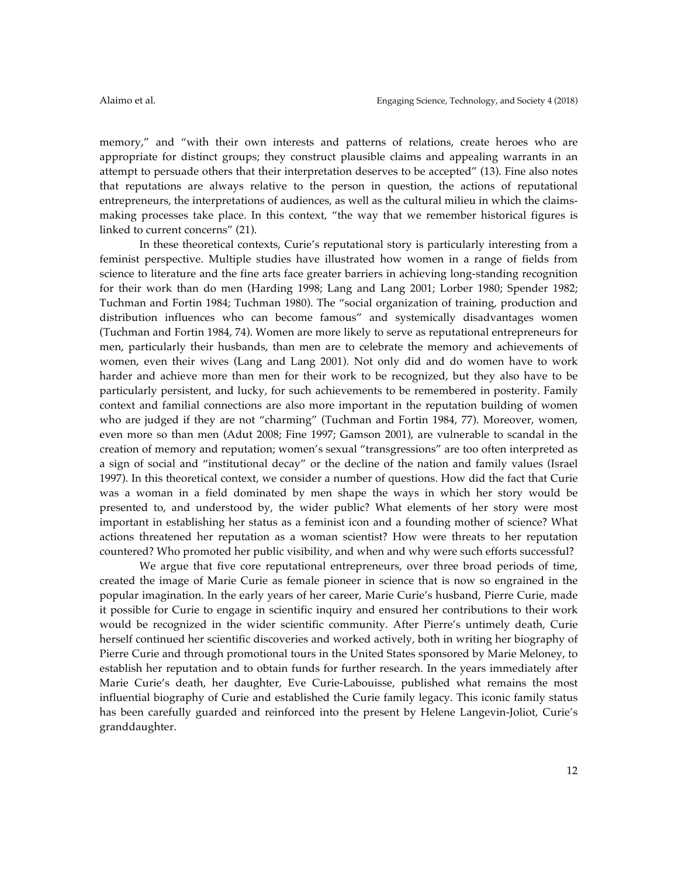memory," and "with their own interests and patterns of relations, create heroes who are appropriate for distinct groups; they construct plausible claims and appealing warrants in an attempt to persuade others that their interpretation deserves to be accepted" (13). Fine also notes that reputations are always relative to the person in question, the actions of reputational entrepreneurs, the interpretations of audiences, as well as the cultural milieu in which the claims-making processes take place. In this context, "the way that we remember historical figures is linked to current concerns" (21).

In these theoretical contexts, Curie's reputational story is particularly interesting from a feminist perspective. Multiple studies have illustrated how women in a range of fields from science to literature and the fine arts face greater barriers in achieving long-standing recognition for their work than do men (Harding 1998; Lang and Lang 2001; Lorber 1980; Spender 1982; Tuchman and Fortin 1984; Tuchman 1980). The "social organization of training, production and distribution influences who can become famous" and systemically disadvantages women (Tuchman and Fortin 1984, 74). Women are more likely to serve as reputational entrepreneurs for men, particularly their husbands, than men are to celebrate the memory and achievements of women, even their wives (Lang and Lang 2001). Not only did and do women have to work harder and achieve more than men for their work to be recognized, but they also have to be particularly persistent, and lucky, for such achievements to be remembered in posterity. Family context and familial connections are also more important in the reputation building of women who are judged if they are not "charming" (Tuchman and Fortin 1984, 77). Moreover, women, even more so than men (Adut 2008; Fine 1997; Gamson 2001), are vulnerable to scandal in the creation of memory and reputation; women's sexual "transgressions" are too often interpreted as a sign of social and "institutional decay" or the decline of the nation and family values (Israel 1997). In this theoretical context, we consider a number of questions. How did the fact that Curie was a woman in a field dominated by men shape the ways in which her story would be presented to, and understood by, the wider public? What elements of her story were most important in establishing her status as a feminist icon and a founding mother of science? What actions threatened her reputation as a woman scientist? How were threats to her reputation countered? Who promoted her public visibility, and when and why were such efforts successful?

We argue that five core reputational entrepreneurs, over three broad periods of time, created the image of Marie Curie as female pioneer in science that is now so engrained in the popular imagination. In the early years of her career, Marie Curie's husband, Pierre Curie, made it possible for Curie to engage in scientific inquiry and ensured her contributions to their work would be recognized in the wider scientific community. After Pierre's untimely death, Curie herself continued her scientific discoveries and worked actively, both in writing her biography of Pierre Curie and through promotional tours in the United States sponsored by Marie Meloney, to establish her reputation and to obtain funds for further research. In the years immediately after Marie Curie's death, her daughter, Eve Curie-Labouisse, published what remains the most influential biography of Curie and established the Curie family legacy. This iconic family status has been carefully guarded and reinforced into the present by Helene Langevin-Joliot, Curie's granddaughter.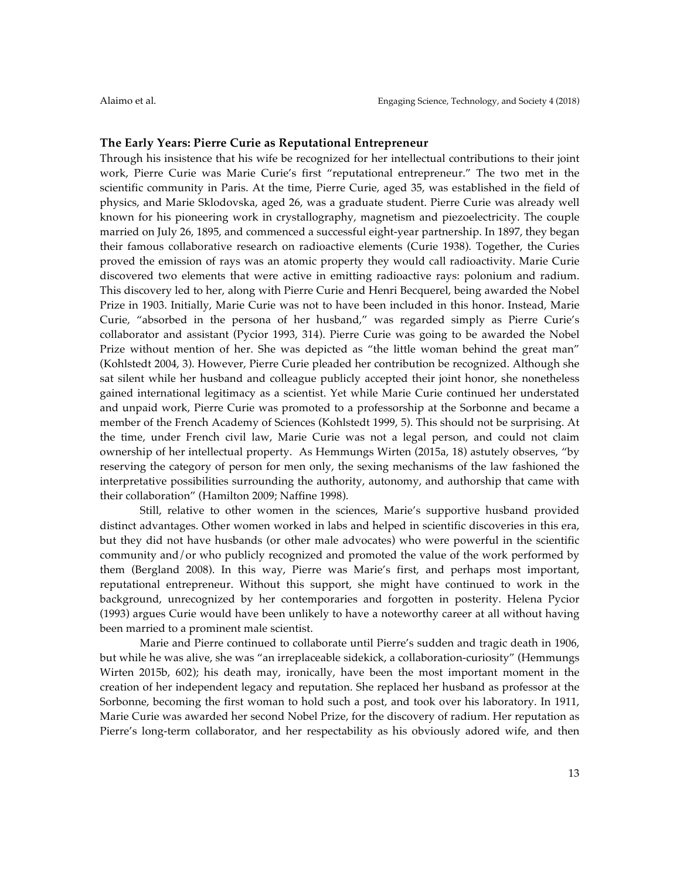### The Early Years: Pierre Curie as Reputational Entrepreneur

Through his insistence that his wife be recognized for her intellectual contributions to their joint work, Pierre Curie was Marie Curie's first "reputational entrepreneur." The two met in the scientific community in Paris. At the time, Pierre Curie, aged 35, was established in the field of physics, and Marie Sklodovska, aged 26, was a graduate student. Pierre Curie was already well known for his pioneering work in crystallography, magnetism and piezoelectricity. The couple married on July 26, 1895, and commenced a successful eight-year partnership. In 1897, they began their famous collaborative research on radioactive elements (Curie 1938). Together, the Curies proved the emission of rays was an atomic property they would call radioactivity. Marie Curie discovered two elements that were active in emitting radioactive rays: polonium and radium. This discovery led to her, along with Pierre Curie and Henri Becquerel, being awarded the Nobel Prize in 1903. Initially, Marie Curie was not to have been included in this honor. Instead, Marie Curie, "absorbed in the persona of her husband," was regarded simply as Pierre Curie's collaborator and assistant (Pycior 1993, 314). Pierre Curie was going to be awarded the Nobel Prize without mention of her. She was depicted as "the little woman behind the great man" (Kohlstedt 2004, 3). However, Pierre Curie pleaded her contribution be recognized. Although she sat silent while her husband and colleague publicly accepted their joint honor, she nonetheless gained international legitimacy as a scientist. Yet while Marie Curie continued her understated and unpaid work, Pierre Curie was promoted to a professorship at the Sorbonne and became a member of the French Academy of Sciences (Kohlstedt 1999, 5). This should not be surprising. At the time, under French civil law, Marie Curie was not a legal person, and could not claim ownership of her intellectual property. As Hemmungs Wirten (2015a, 18) astutely observes, "by reserving the category of person for men only, the sexing mechanisms of the law fashioned the interpretative possibilities surrounding the authority, autonomy, and authorship that came with their collaboration" (Hamilton 2009; Naffine 1998).

Still, relative to other women in the sciences, Marie's supportive husband provided distinct advantages. Other women worked in labs and helped in scientific discoveries in this era, but they did not have husbands (or other male advocates) who were powerful in the scientific community and/or who publicly recognized and promoted the value of the work performed by them (Bergland 2008). In this way, Pierre was Marie's first, and perhaps most important, reputational entrepreneur. Without this support, she might have continued to work in the background, unrecognized by her contemporaries and forgotten in posterity. Helena Pycior (1993) argues Curie would have been unlikely to have a noteworthy career at all without having been married to a prominent male scientist.

Marie and Pierre continued to collaborate until Pierre's sudden and tragic death in 1906, but while he was alive, she was "an irreplaceable sidekick, a collaboration-curiosity" (Hemmungs Wirten 2015b, 602); his death may, ironically, have been the most important moment in the creation of her independent legacy and reputation. She replaced her husband as professor at the Sorbonne, becoming the first woman to hold such a post, and took over his laboratory. In 1911, Marie Curie was awarded her second Nobel Prize, for the discovery of radium. Her reputation as Pierre's long-term collaborator, and her respectability as his obviously adored wife, and then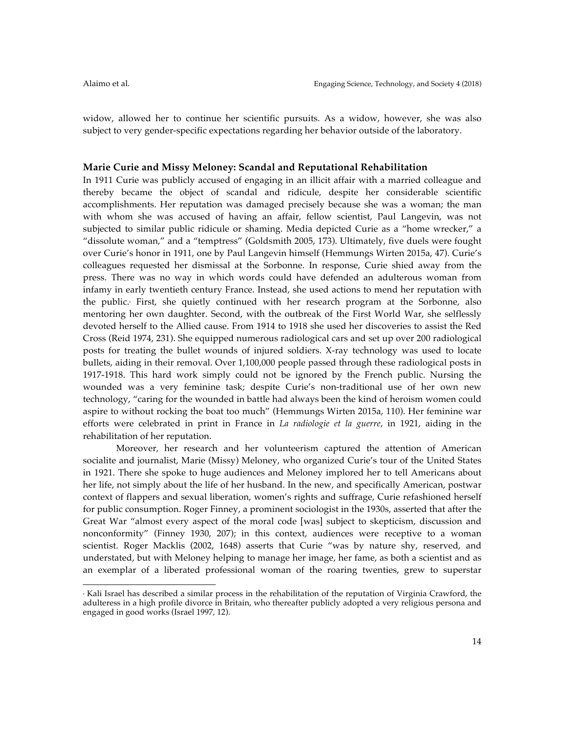widow, allowed her to continue her scientific pursuits. As a widow, however, she was also subject to very gender-specific expectations regarding her behavior outside of the laboratory.

### Marie Curie and Missy Meloney: Scandal and Reputational Rehabilitation

In 1911 Curie was publicly accused of engaging in an illicit affair with a married colleague and thereby became the object of scandal and ridicule, despite her considerable scientific accomplishments. Her reputation was damaged precisely because she was a woman; the man with whom she was accused of having an affair, fellow scientist, Paul Langevin, was not subjected to similar public ridicule or shaming. Media depicted Curie as a "home wrecker," a "dissolute woman," and a "temptress" (Goldsmith 2005, 173). Ultimately, five duels were fought over Curie's honor in 1911, one by Paul Langevin himself (Hemmungs Wirten 2015a, 47). Curie's colleagues requested her dismissal at the Sorbonne. In response, Curie shied away from the press. There was no way in which words could have defended an adulterous woman from infamy in early twentieth century France. Instead, she used actions to mend her reputation with the public.[4] First, she quietly continued with her research program at the Sorbonne, also mentoring her own daughter. Second, with the outbreak of the First World War, she selflessly devoted herself to the Allied cause. From 1914 to 1918 she used her discoveries to assist the Red Cross (Reid 1974, 231). She equipped numerous radiological cars and set up over 200 radiological posts for treating the bullet wounds of injured soldiers. X-ray technology was used to locate bullets, aiding in their removal. Over 1,100,000 people passed through these radiological posts in 1917-1918. This hard work simply could not be ignored by the French public. Nursing the wounded was a very feminine task; despite Curie's non-traditional use of her own new technology, "caring for the wounded in battle had always been the kind of heroism women could aspire to without rocking the boat too much" (Hemmungs Wirten 2015a, 110). Her feminine war efforts were celebrated in print in France in *La radiologie et la guerre*, in 1921, aiding in the rehabilitation of her reputation.

Moreover, her research and her volunteerism captured the attention of American socialite and journalist, Marie (Missy) Meloney, who organized Curie's tour of the United States in 1921. There she spoke to huge audiences and Meloney implored her to tell Americans about her life, not simply about the life of her husband. In the new, and specifically American, postwar context of flappers and sexual liberation, women's rights and suffrage, Curie refashioned herself for public consumption. Roger Finney, a prominent sociologist in the 1930s, asserted that after the Great War "almost every aspect of the moral code [was] subject to skepticism, discussion and nonconformity" (Finney 1930, 207); in this context, audiences were receptive to a woman scientist. Roger Macklis (2002, 1648) asserts that Curie "was by nature shy, reserved, and understated, but with Meloney helping to manage her image, her fame, as both a scientist and as an exemplar of a liberated professional woman of the roaring twenties, grew to superstar

[4] Kali Israel has described a similar process in the rehabilitation of the reputation of Virginia Crawford, the adulteress in a high profile divorce in Britain, who thereafter publicly adopted a very religious persona and engaged in good works (Israel 1997, 12).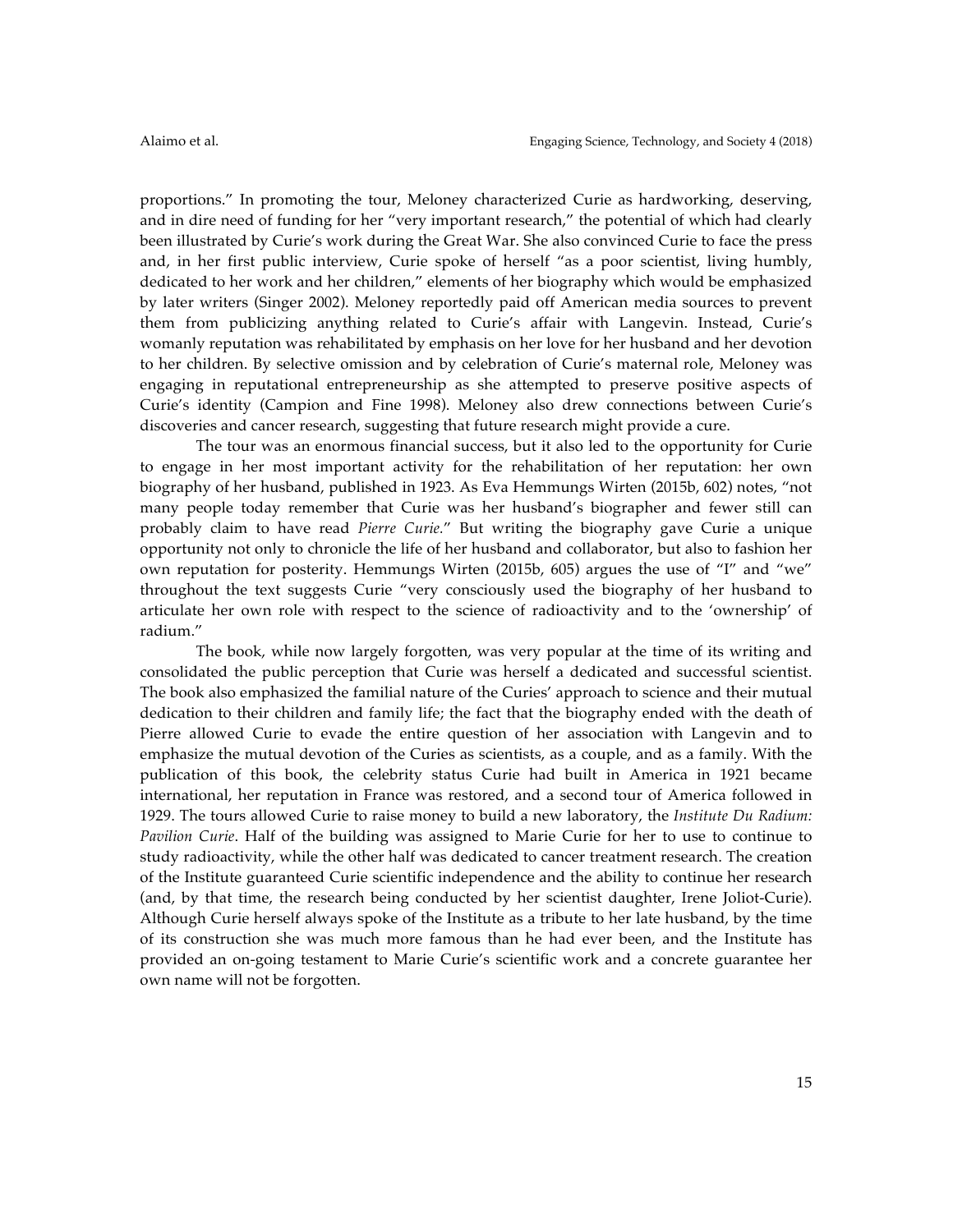proportions." In promoting the tour, Meloney characterized Curie as hardworking, deserving, and in dire need of funding for her "very important research," the potential of which had clearly been illustrated by Curie's work during the Great War. She also convinced Curie to face the press and, in her first public interview, Curie spoke of herself "as a poor scientist, living humbly, dedicated to her work and her children," elements of her biography which would be emphasized by later writers (Singer 2002). Meloney reportedly paid off American media sources to prevent them from publicizing anything related to Curie's affair with Langevin. Instead, Curie's womanly reputation was rehabilitated by emphasis on her love for her husband and her devotion to her children. By selective omission and by celebration of Curie's maternal role, Meloney was engaging in reputational entrepreneurship as she attempted to preserve positive aspects of Curie's identity (Campion and Fine 1998). Meloney also drew connections between Curie's discoveries and cancer research, suggesting that future research might provide a cure.

The tour was an enormous financial success, but it also led to the opportunity for Curie to engage in her most important activity for the rehabilitation of her reputation: her own biography of her husband, published in 1923. As Eva Hemmungs Wirten (2015b, 602) notes, "not many people today remember that Curie was her husband's biographer and fewer still can probably claim to have read *Pierre Curie*." But writing the biography gave Curie a unique opportunity not only to chronicle the life of her husband and collaborator, but also to fashion her own reputation for posterity. Hemmungs Wirten (2015b, 605) argues the use of "I" and "we" throughout the text suggests Curie "very consciously used the biography of her husband to articulate her own role with respect to the science of radioactivity and to the 'ownership' of radium."

The book, while now largely forgotten, was very popular at the time of its writing and consolidated the public perception that Curie was herself a dedicated and successful scientist. The book also emphasized the familial nature of the Curies' approach to science and their mutual dedication to their children and family life; the fact that the biography ended with the death of Pierre allowed Curie to evade the entire question of her association with Langevin and to emphasize the mutual devotion of the Curies as scientists, as a couple, and as a family. With the publication of this book, the celebrity status Curie had built in America in 1921 became international, her reputation in France was restored, and a second tour of America followed in 1929. The tours allowed Curie to raise money to build a new laboratory, the *Institute Du Radium: Pavilion Curie*. Half of the building was assigned to Marie Curie for her to use to continue to study radioactivity, while the other half was dedicated to cancer treatment research. The creation of the Institute guaranteed Curie scientific independence and the ability to continue her research (and, by that time, the research being conducted by her scientist daughter, Irene Joliot-Curie). Although Curie herself always spoke of the Institute as a tribute to her late husband, by the time of its construction she was much more famous than he had ever been, and the Institute has provided an on-going testament to Marie Curie's scientific work and a concrete guarantee her own name will not be forgotten.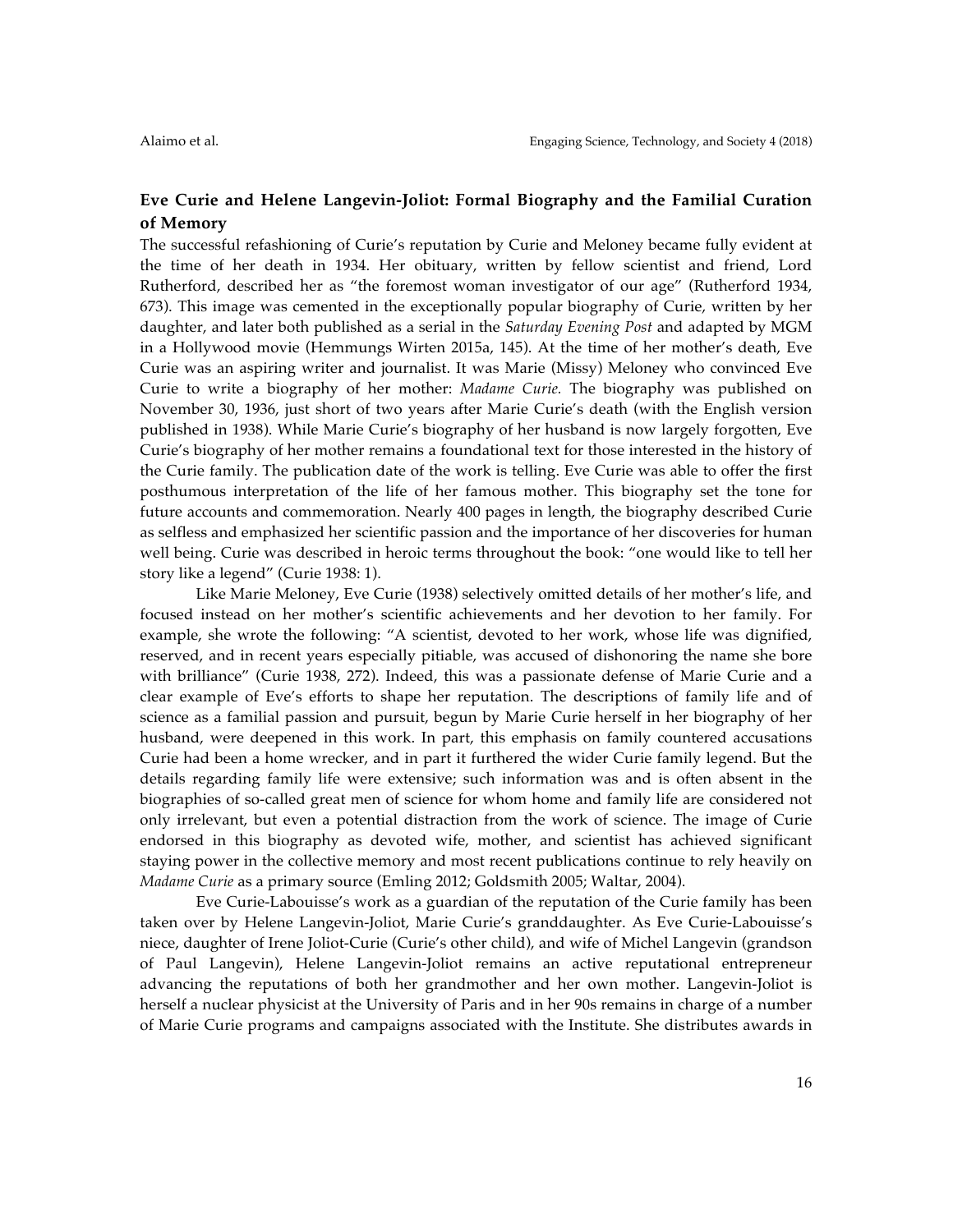### Eve Curie and Helene Langevin-Joliot: Formal Biography and the Familial Curation of Memory

The successful refashioning of Curie's reputation by Curie and Meloney became fully evident at the time of her death in 1934. Her obituary, written by fellow scientist and friend, Lord Rutherford, described her as "the foremost woman investigator of our age" (Rutherford 1934, 673). This image was cemented in the exceptionally popular biography of Curie, written by her daughter, and later both published as a serial in the *Saturday Evening Post* and adapted by MGM in a Hollywood movie (Hemmungs Wirten 2015a, 145). At the time of her mother's death, Eve Curie was an aspiring writer and journalist. It was Marie (Missy) Meloney who convinced Eve Curie to write a biography of her mother: *Madame Curie.* The biography was published on November 30, 1936, just short of two years after Marie Curie's death (with the English version published in 1938). While Marie Curie's biography of her husband is now largely forgotten, Eve Curie's biography of her mother remains a foundational text for those interested in the history of the Curie family. The publication date of the work is telling. Eve Curie was able to offer the first posthumous interpretation of the life of her famous mother. This biography set the tone for future accounts and commemoration. Nearly 400 pages in length, the biography described Curie as selfless and emphasized her scientific passion and the importance of her discoveries for human well being. Curie was described in heroic terms throughout the book: "one would like to tell her story like a legend" (Curie 1938: 1).

Like Marie Meloney, Eve Curie (1938) selectively omitted details of her mother's life, and focused instead on her mother's scientific achievements and her devotion to her family. For example, she wrote the following: "A scientist, devoted to her work, whose life was dignified, reserved, and in recent years especially pitiable, was accused of dishonoring the name she bore with brilliance" (Curie 1938, 272). Indeed, this was a passionate defense of Marie Curie and a clear example of Eve's efforts to shape her reputation. The descriptions of family life and of science as a familial passion and pursuit, begun by Marie Curie herself in her biography of her husband, were deepened in this work. In part, this emphasis on family countered accusations Curie had been a home wrecker, and in part it furthered the wider Curie family legend. But the details regarding family life were extensive; such information was and is often absent in the biographies of so-called great men of science for whom home and family life are considered not only irrelevant, but even a potential distraction from the work of science. The image of Curie endorsed in this biography as devoted wife, mother, and scientist has achieved significant staying power in the collective memory and most recent publications continue to rely heavily on *Madame Curie* as a primary source (Emling 2012; Goldsmith 2005; Waltar, 2004).

Eve Curie-Labouisse's work as a guardian of the reputation of the Curie family has been taken over by Helene Langevin-Joliot, Marie Curie's granddaughter. As Eve Curie-Labouisse's niece, daughter of Irene Joliot-Curie (Curie's other child), and wife of Michel Langevin (grandson of Paul Langevin), Helene Langevin-Joliot remains an active reputational entrepreneur advancing the reputations of both her grandmother and her own mother. Langevin-Joliot is herself a nuclear physicist at the University of Paris and in her 90s remains in charge of a number of Marie Curie programs and campaigns associated with the Institute. She distributes awards in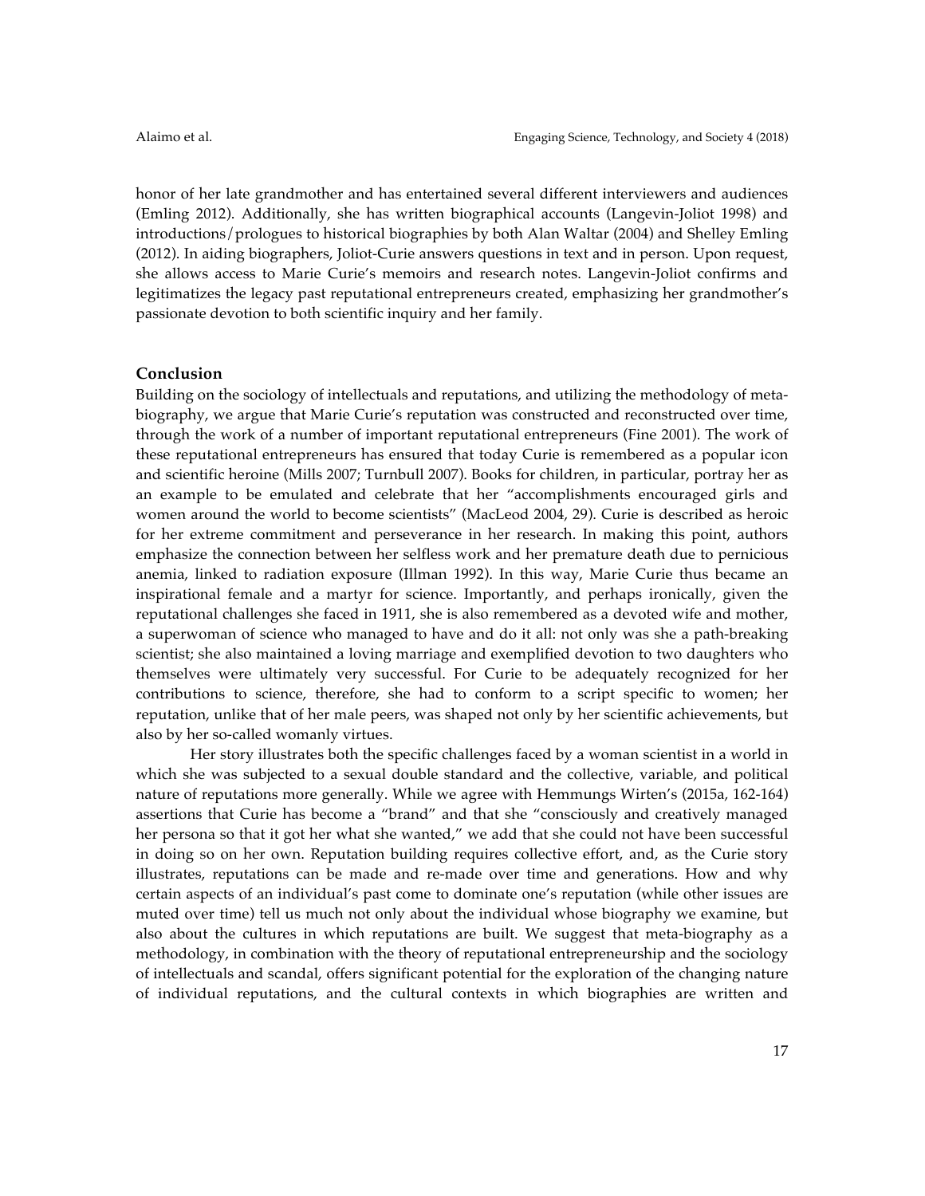honor of her late grandmother and has entertained several different interviewers and audiences (Emling 2012). Additionally, she has written biographical accounts (Langevin-Joliot 1998) and introductions/prologues to historical biographies by both Alan Waltar (2004) and Shelley Emling (2012). In aiding biographers, Joliot-Curie answers questions in text and in person. Upon request, she allows access to Marie Curie's memoirs and research notes. Langevin-Joliot confirms and legitimatizes the legacy past reputational entrepreneurs created, emphasizing her grandmother's passionate devotion to both scientific inquiry and her family.

## Conclusion

Building on the sociology of intellectuals and reputations, and utilizing the methodology of meta-biography, we argue that Marie Curie's reputation was constructed and reconstructed over time, through the work of a number of important reputational entrepreneurs (Fine 2001). The work of these reputational entrepreneurs has ensured that today Curie is remembered as a popular icon and scientific heroine (Mills 2007; Turnbull 2007). Books for children, in particular, portray her as an example to be emulated and celebrate that her "accomplishments encouraged girls and women around the world to become scientists" (MacLeod 2004, 29). Curie is described as heroic for her extreme commitment and perseverance in her research. In making this point, authors emphasize the connection between her selfless work and her premature death due to pernicious anemia, linked to radiation exposure (Illman 1992). In this way, Marie Curie thus became an inspirational female and a martyr for science. Importantly, and perhaps ironically, given the reputational challenges she faced in 1911, she is also remembered as a devoted wife and mother, a superwoman of science who managed to have and do it all: not only was she a path-breaking scientist; she also maintained a loving marriage and exemplified devotion to two daughters who themselves were ultimately very successful. For Curie to be adequately recognized for her contributions to science, therefore, she had to conform to a script specific to women; her reputation, unlike that of her male peers, was shaped not only by her scientific achievements, but also by her so-called womanly virtues.

Her story illustrates both the specific challenges faced by a woman scientist in a world in which she was subjected to a sexual double standard and the collective, variable, and political nature of reputations more generally. While we agree with Hemmungs Wirten's (2015a, 162-164) assertions that Curie has become a "brand" and that she "consciously and creatively managed her persona so that it got her what she wanted," we add that she could not have been successful in doing so on her own. Reputation building requires collective effort, and, as the Curie story illustrates, reputations can be made and re-made over time and generations. How and why certain aspects of an individual's past come to dominate one's reputation (while other issues are muted over time) tell us much not only about the individual whose biography we examine, but also about the cultures in which reputations are built. We suggest that meta-biography as a methodology, in combination with the theory of reputational entrepreneurship and the sociology of intellectuals and scandal, offers significant potential for the exploration of the changing nature of individual reputations, and the cultural contexts in which biographies are written and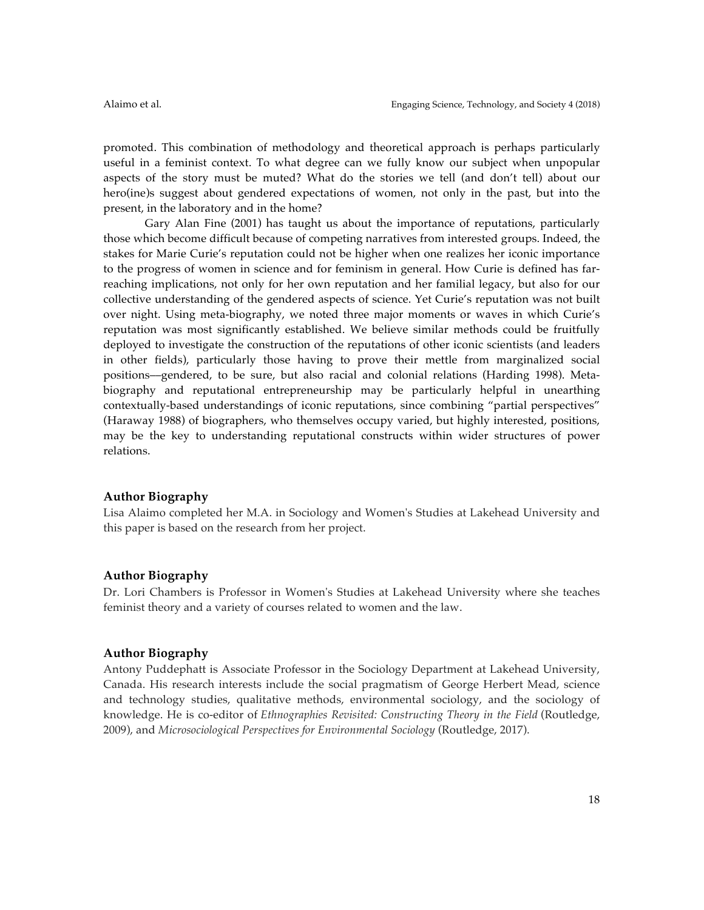promoted. This combination of methodology and theoretical approach is perhaps particularly useful in a feminist context. To what degree can we fully know our subject when unpopular aspects of the story must be muted? What do the stories we tell (and don't tell) about our hero(ine)s suggest about gendered expectations of women, not only in the past, but into the present, in the laboratory and in the home?

Gary Alan Fine (2001) has taught us about the importance of reputations, particularly those which become difficult because of competing narratives from interested groups. Indeed, the stakes for Marie Curie's reputation could not be higher when one realizes her iconic importance to the progress of women in science and for feminism in general. How Curie is defined has far-reaching implications, not only for her own reputation and her familial legacy, but also for our collective understanding of the gendered aspects of science. Yet Curie's reputation was not built over night. Using meta-biography, we noted three major moments or waves in which Curie's reputation was most significantly established. We believe similar methods could be fruitfully deployed to investigate the construction of the reputations of other iconic scientists (and leaders in other fields), particularly those having to prove their mettle from marginalized social positions—gendered, to be sure, but also racial and colonial relations (Harding 1998). Meta-biography and reputational entrepreneurship may be particularly helpful in unearthing contextually-based understandings of iconic reputations, since combining "partial perspectives" (Haraway 1988) of biographers, who themselves occupy varied, but highly interested, positions, may be the key to understanding reputational constructs within wider structures of power relations.

### Author Biography

Lisa Alaimo completed her M.A. in Sociology and Women's Studies at Lakehead University and this paper is based on the research from her project.

### Author Biography

Dr. Lori Chambers is Professor in Women's Studies at Lakehead University where she teaches feminist theory and a variety of courses related to women and the law.

### Author Biography

Antony Puddephatt is Associate Professor in the Sociology Department at Lakehead University, Canada. His research interests include the social pragmatism of George Herbert Mead, science and technology studies, qualitative methods, environmental sociology, and the sociology of knowledge. He is co-editor of *Ethnographies Revisited: Constructing Theory in the Field* (Routledge, 2009), and *Microsociological Perspectives for Environmental Sociology* (Routledge, 2017).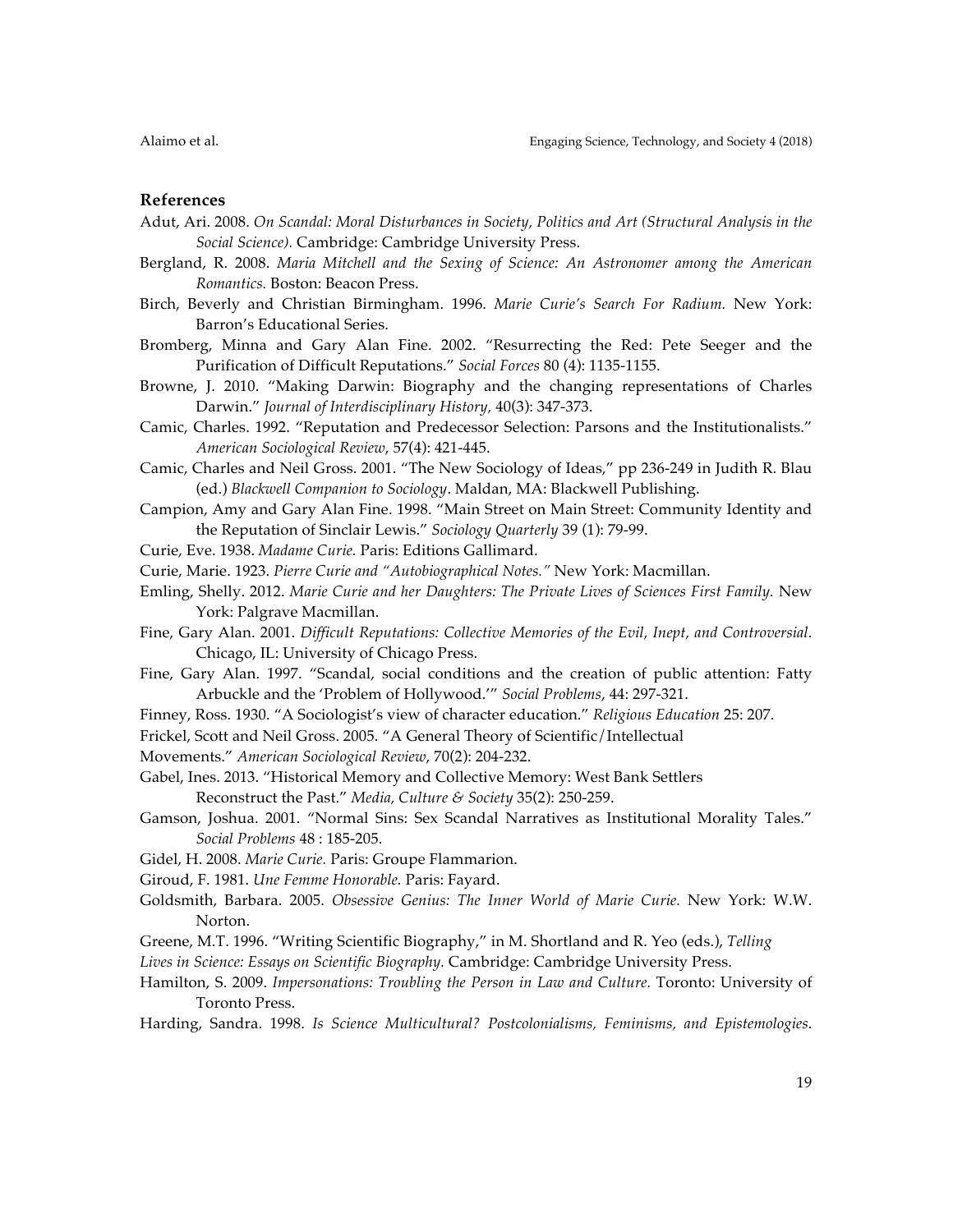## References

Adut, Ari. 2008. *On Scandal: Moral Disturbances in Society, Politics and Art (Structural Analysis in the Social Science).* Cambridge: Cambridge University Press.

Bergland, R. 2008. *Maria Mitchell and the Sexing of Science: An Astronomer among the American Romantics.* Boston: Beacon Press.

Birch, Beverly and Christian Birmingham. 1996. *Marie Curie's Search For Radium.* New York: Barron's Educational Series.

Bromberg, Minna and Gary Alan Fine. 2002. "Resurrecting the Red: Pete Seeger and the Purification of Difficult Reputations." *Social Forces* 80 (4): 1135-1155.

Browne, J. 2010. "Making Darwin: Biography and the changing representations of Charles Darwin." *Journal of Interdisciplinary History,* 40(3): 347-373.

Camic, Charles. 1992. "Reputation and Predecessor Selection: Parsons and the Institutionalists." *American Sociological Review*, 57(4): 421-445.

Camic, Charles and Neil Gross. 2001. "The New Sociology of Ideas," pp 236-249 in Judith R. Blau (ed.) *Blackwell Companion to Sociology*. Maldan, MA: Blackwell Publishing.

Campion, Amy and Gary Alan Fine. 1998. "Main Street on Main Street: Community Identity and the Reputation of Sinclair Lewis." *Sociology Quarterly* 39 (1): 79-99.

Curie, Eve. 1938. *Madame Curie.* Paris: Editions Gallimard.

Curie, Marie. 1923. *Pierre Curie and "Autobiographical Notes."* New York: Macmillan.

Emling, Shelly. 2012. *Marie Curie and her Daughters: The Private Lives of Sciences First Family.* New York: Palgrave Macmillan.

Fine, Gary Alan. 2001. *Difficult Reputations: Collective Memories of the Evil, Inept, and Controversial*. Chicago, IL: University of Chicago Press.

Fine, Gary Alan. 1997. "Scandal, social conditions and the creation of public attention: Fatty Arbuckle and the 'Problem of Hollywood.'" *Social Problems*, 44: 297-321.

Finney, Ross. 1930. "A Sociologist's view of character education." *Religious Education* 25: 207.

Frickel, Scott and Neil Gross. 2005. "A General Theory of Scientific/Intellectual Movements." *American Sociological Review*, 70(2): 204-232.

Gabel, Ines. 2013. "Historical Memory and Collective Memory: West Bank Settlers Reconstruct the Past." *Media, Culture & Society* 35(2): 250-259.

Gamson, Joshua. 2001. "Normal Sins: Sex Scandal Narratives as Institutional Morality Tales." *Social Problems* 48 : 185-205.

Gidel, H. 2008. *Marie Curie.* Paris: Groupe Flammarion.

Giroud, F. 1981. *Une Femme Honorable.* Paris: Fayard.

Goldsmith, Barbara. 2005. *Obsessive Genius: The Inner World of Marie Curie.* New York: W.W. Norton.

Greene, M.T. 1996. "Writing Scientific Biography," in M. Shortland and R. Yeo (eds.), *Telling Lives in Science: Essays on Scientific Biography.* Cambridge: Cambridge University Press.

Hamilton, S. 2009. *Impersonations: Troubling the Person in Law and Culture.* Toronto: University of Toronto Press.

Harding, Sandra. 1998. *Is Science Multicultural? Postcolonialisms, Feminisms, and Epistemologies.*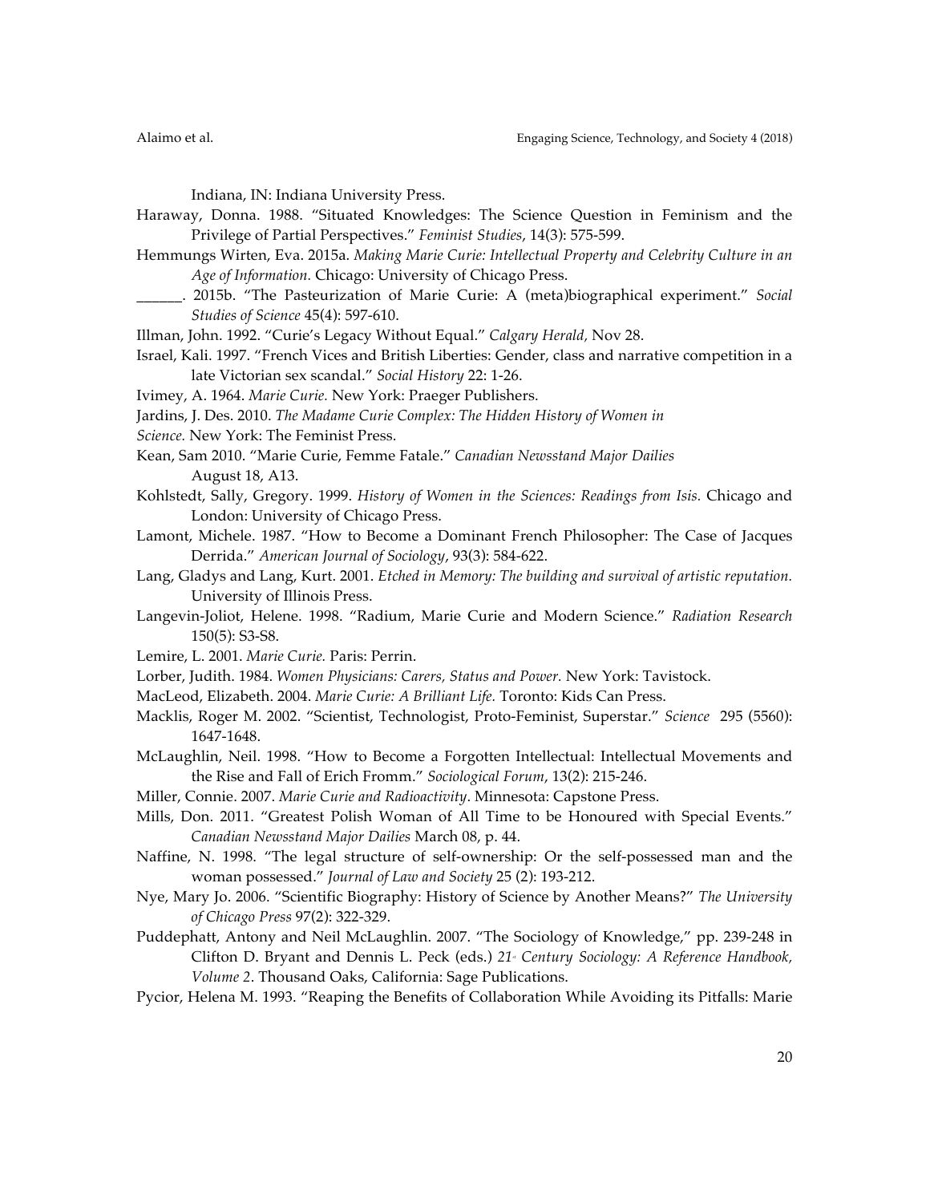Indiana, IN: Indiana University Press.

Haraway, Donna. 1988. "Situated Knowledges: The Science Question in Feminism and the Privilege of Partial Perspectives." *Feminist Studies*, 14(3): 575-599.

Hemmungs Wirten, Eva. 2015a. *Making Marie Curie: Intellectual Property and Celebrity Culture in an Age of Information.* Chicago: University of Chicago Press.

______. 2015b. "The Pasteurization of Marie Curie: A (meta)biographical experiment." *Social Studies of Science* 45(4): 597-610.

Illman, John. 1992. "Curie's Legacy Without Equal." *Calgary Herald,* Nov 28.

Israel, Kali. 1997. "French Vices and British Liberties: Gender, class and narrative competition in a late Victorian sex scandal." *Social History* 22: 1-26.

Ivimey, A. 1964. *Marie Curie.* New York: Praeger Publishers.

Jardins, J. Des. 2010. *The Madame Curie Complex: The Hidden History of Women in Science.* New York: The Feminist Press.

Kean, Sam 2010. "Marie Curie, Femme Fatale." *Canadian Newsstand Major Dailies* August 18, A13.

Kohlstedt, Sally, Gregory. 1999. *History of Women in the Sciences: Readings from Isis.* Chicago and London: University of Chicago Press.

Lamont, Michele. 1987. "How to Become a Dominant French Philosopher: The Case of Jacques Derrida." *American Journal of Sociology*, 93(3): 584-622.

Lang, Gladys and Lang, Kurt. 2001. *Etched in Memory: The building and survival of artistic reputation.* University of Illinois Press.

Langevin-Joliot, Helene. 1998. "Radium, Marie Curie and Modern Science." *Radiation Research* 150(5): S3-S8.

Lemire, L. 2001. *Marie Curie.* Paris: Perrin.

Lorber, Judith. 1984. *Women Physicians: Carers, Status and Power.* New York: Tavistock.

MacLeod, Elizabeth. 2004. *Marie Curie: A Brilliant Life.* Toronto: Kids Can Press.

Macklis, Roger M. 2002. "Scientist, Technologist, Proto-Feminist, Superstar." *Science* 295 (5560): 1647-1648.

McLaughlin, Neil. 1998. "How to Become a Forgotten Intellectual: Intellectual Movements and the Rise and Fall of Erich Fromm." *Sociological Forum*, 13(2): 215-246.

Miller, Connie. 2007. *Marie Curie and Radioactivity*. Minnesota: Capstone Press.

Mills, Don. 2011. "Greatest Polish Woman of All Time to be Honoured with Special Events." *Canadian Newsstand Major Dailies* March 08, p. 44.

Naffine, N. 1998. "The legal structure of self-ownership: Or the self-possessed man and the woman possessed." *Journal of Law and Society* 25 (2): 193-212.

Nye, Mary Jo. 2006. "Scientific Biography: History of Science by Another Means?" *The University of Chicago Press* 97(2): 322-329.

Puddephatt, Antony and Neil McLaughlin. 2007. "The Sociology of Knowledge," pp. 239-248 in Clifton D. Bryant and Dennis L. Peck (eds.) *21st Century Sociology: A Reference Handbook, Volume 2*. Thousand Oaks, California: Sage Publications.

Pycior, Helena M. 1993. "Reaping the Benefits of Collaboration While Avoiding its Pitfalls: Marie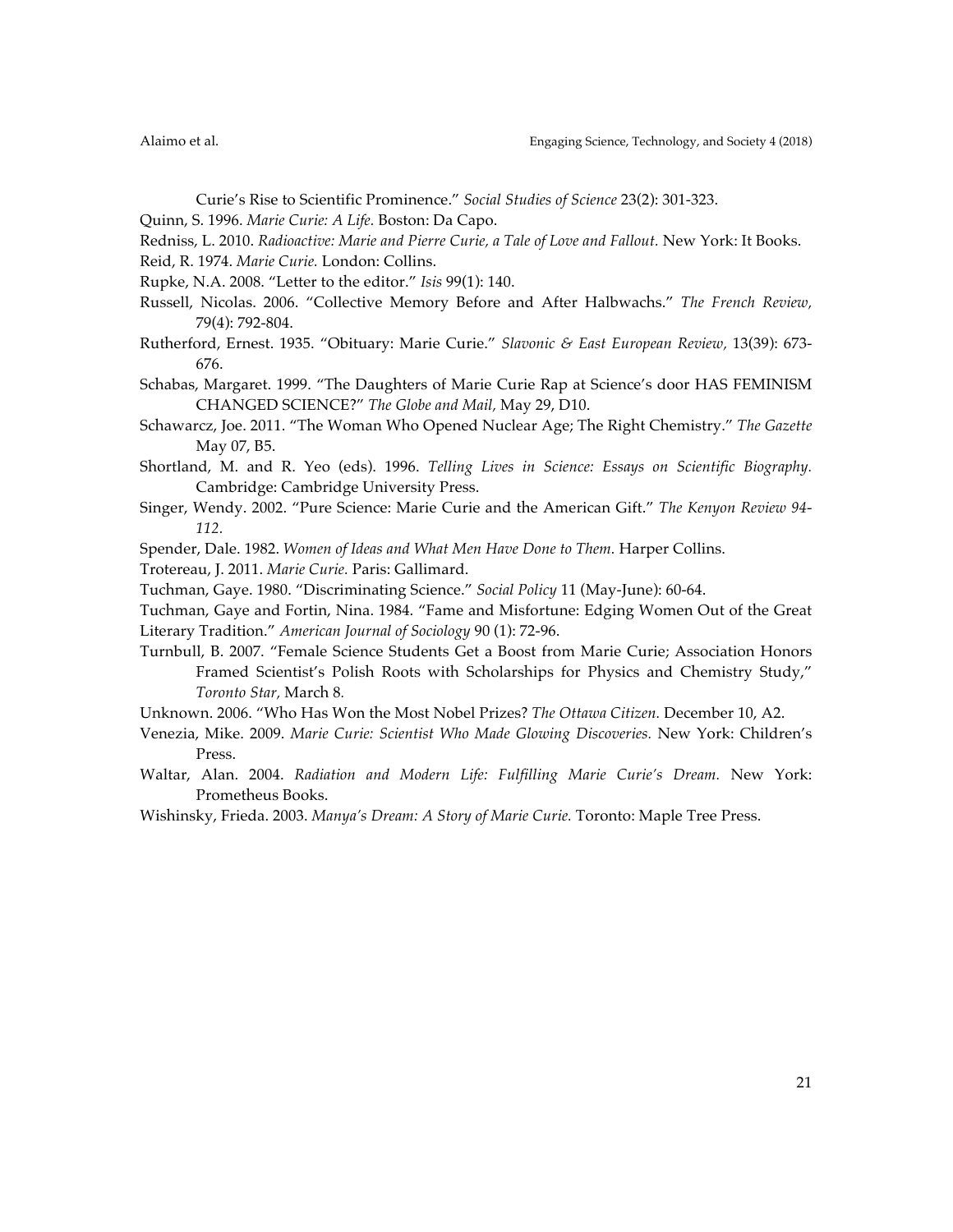Curie's Rise to Scientific Prominence." *Social Studies of Science* 23(2): 301-323.

Quinn, S. 1996. *Marie Curie: A Life*. Boston: Da Capo.

Redniss, L. 2010. *Radioactive: Marie and Pierre Curie, a Tale of Love and Fallout.* New York: It Books.

Reid, R. 1974. *Marie Curie.* London: Collins.

Rupke, N.A. 2008. "Letter to the editor." *Isis* 99(1): 140.

Russell, Nicolas. 2006. "Collective Memory Before and After Halbwachs." *The French Review,* 79(4): 792-804.

Rutherford, Ernest. 1935. "Obituary: Marie Curie." *Slavonic & East European Review,* 13(39): 673-676.

Schabas, Margaret. 1999. "The Daughters of Marie Curie Rap at Science's door HAS FEMINISM CHANGED SCIENCE?" *The Globe and Mail,* May 29, D10.

Schawarcz, Joe. 2011. "The Woman Who Opened Nuclear Age; The Right Chemistry." *The Gazette* May 07, B5.

Shortland, M. and R. Yeo (eds). 1996. *Telling Lives in Science: Essays on Scientific Biography.* Cambridge: Cambridge University Press.

Singer, Wendy. 2002. "Pure Science: Marie Curie and the American Gift." *The Kenyon Review 94-112.*

Spender, Dale. 1982. *Women of Ideas and What Men Have Done to Them.* Harper Collins.

Trotereau, J. 2011. *Marie Curie.* Paris: Gallimard.

Tuchman, Gaye. 1980. "Discriminating Science." *Social Policy* 11 (May-June): 60-64.

Tuchman, Gaye and Fortin, Nina. 1984. "Fame and Misfortune: Edging Women Out of the Great Literary Tradition." *American Journal of Sociology* 90 (1): 72-96.

Turnbull, B. 2007. "Female Science Students Get a Boost from Marie Curie; Association Honors Framed Scientist's Polish Roots with Scholarships for Physics and Chemistry Study," *Toronto Star,* March 8.

Unknown. 2006. "Who Has Won the Most Nobel Prizes? *The Ottawa Citizen.* December 10, A2.

Venezia, Mike. 2009. *Marie Curie: Scientist Who Made Glowing Discoveries.* New York: Children's Press.

Waltar, Alan. 2004. *Radiation and Modern Life: Fulfilling Marie Curie's Dream.* New York: Prometheus Books.

Wishinsky, Frieda. 2003. *Manya's Dream: A Story of Marie Curie.* Toronto: Maple Tree Press.